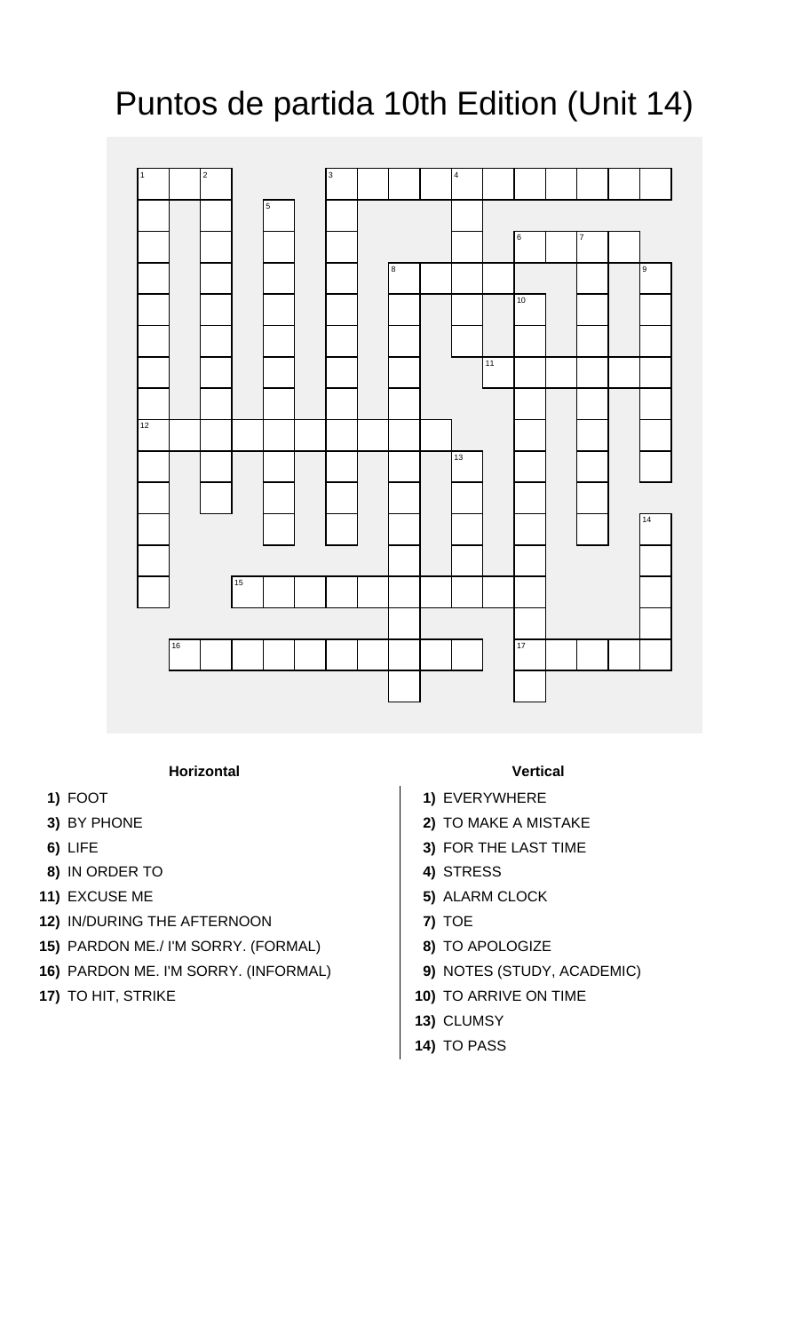# Puntos de partida 10th Edition (Unit 14)

### Horizontal

**1)** FOOT
**3)** BY PHONE
**6)** LIFE
**8)** IN ORDER TO
**11)** EXCUSE ME
**12)** IN/DURING THE AFTERNOON
**15)** PARDON ME./ I'M SORRY. (FORMAL)
**16)** PARDON ME. I'M SORRY. (INFORMAL)
**17)** TO HIT, STRIKE

### Vertical

**1)** EVERYWHERE
**2)** TO MAKE A MISTAKE
**3)** FOR THE LAST TIME
**4)** STRESS
**5)** ALARM CLOCK
**7)** TOE
**8)** TO APOLOGIZE
**9)** NOTES (STUDY, ACADEMIC)
**10)** TO ARRIVE ON TIME
**13)** CLUMSY
**14)** TO PASS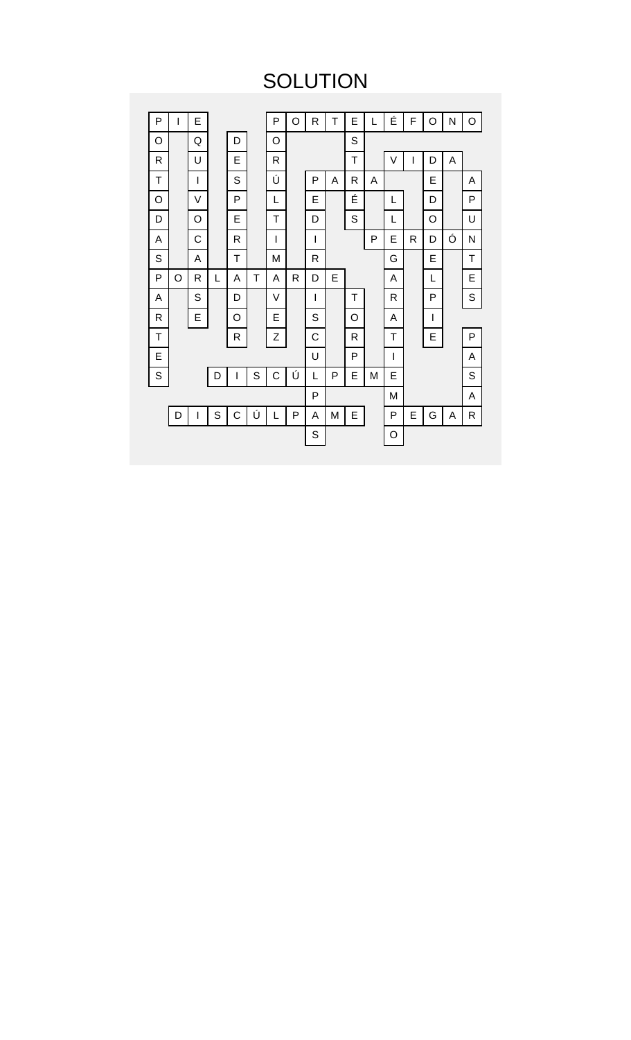# SOLUTION

| | | | | | | | | | | | | | | | | |
|---|---|---|---|---|---|---|---|---|---|---|---|---|---|---|---|---|
| P | I | E | | | | P | O | R | T | E | L | É | F | O | N | O |
| O | | Q | | D | | O | | | | S | | | | | | |
| R | | U | | E | | R | | | | T | | V | I | D | A | |
| T | | I | | S | | Ú | | P | A | R | A | | | E | | A |
| O | | V | | P | | L | | E | | É | | L | | D | | P |
| D | | O | | E | | T | | D | | S | | L | | O | | U |
| A | | C | | R | | I | | I | | | P | E | R | D | Ó | N |
| S | | A | | T | | M | | R | | | | G | | E | | T |
| P | O | R | L | A | T | A | R | D | E | | | A | | L | | E |
| A | | S | | D | | V | | I | | T | | R | | P | | S |
| R | | E | | O | | E | | S | | O | | A | | I | | |
| T | | | | R | | Z | | C | | R | | T | | E | | P |
| E | | | | | | | | U | | P | | I | | | | A |
| S | | | D | I | S | C | Ú | L | P | E | M | E | | | | S |
| | | | | | | | | P | | | | M | | | | A |
| | D | I | S | C | Ú | L | P | A | M | E | | P | E | G | A | R |
| | | | | | | | | S | | | | O | | | | |